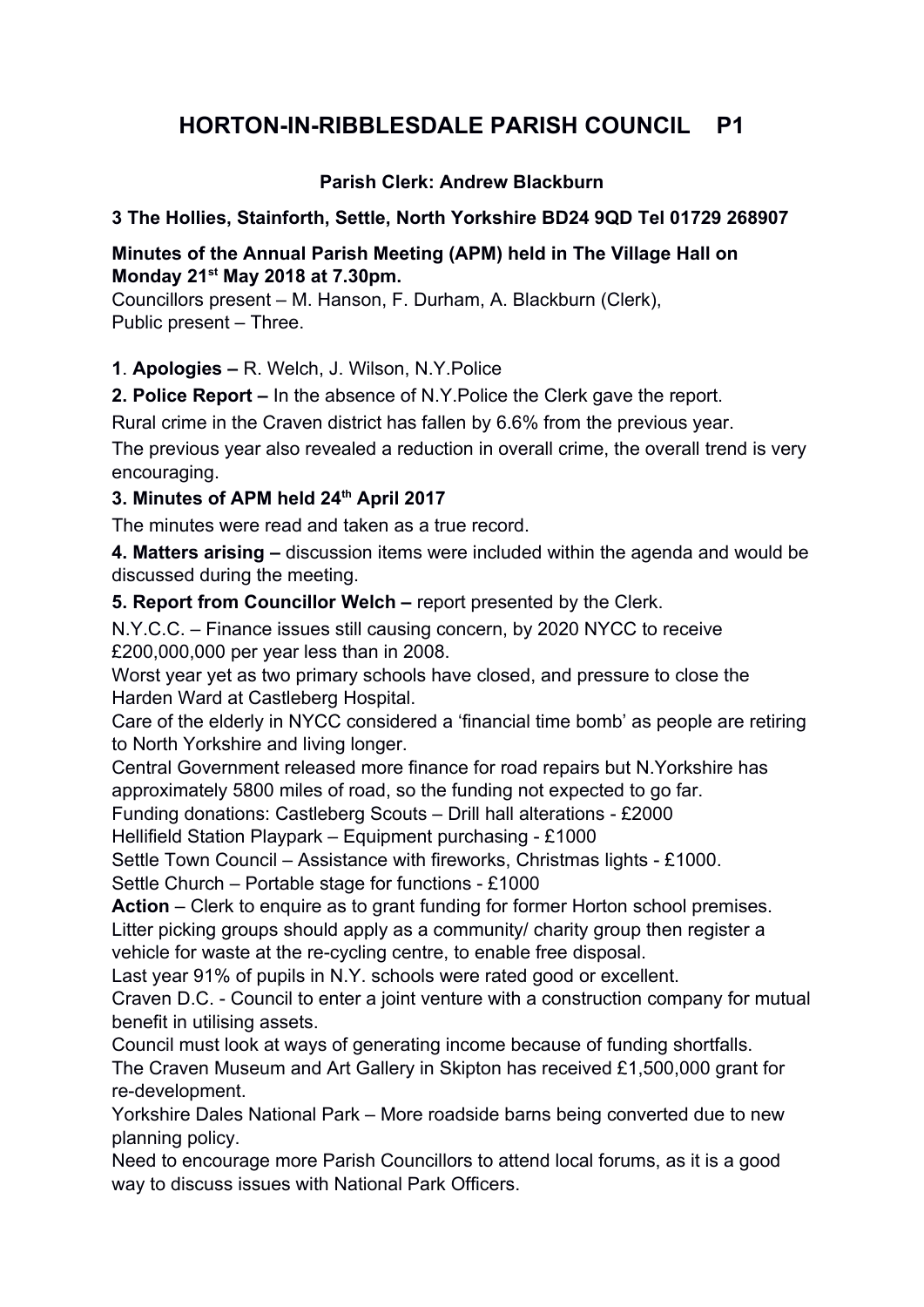# HORTON-IN-RIBBLESDALE PARISH COUNCIL P1

**Parish Clerk: Andrew Blackburn**

**3 The Hollies, Stainforth, Settle, North Yorkshire BD24 9QD Tel 01729 268907**

**Minutes of the Annual Parish Meeting (APM) held in The Village Hall on Monday 21st May 2018 at 7.30pm.**

Councillors present – M. Hanson, F. Durham, A. Blackburn (Clerk),
Public present – Three.

**1**. **Apologies –** R. Welch, J. Wilson, N.Y.Police

**2. Police Report –** In the absence of N.Y.Police the Clerk gave the report.

Rural crime in the Craven district has fallen by 6.6% from the previous year.

The previous year also revealed a reduction in overall crime, the overall trend is very encouraging.

**3. Minutes of APM held 24th April 2017**

The minutes were read and taken as a true record.

**4. Matters arising –** discussion items were included within the agenda and would be discussed during the meeting.

**5. Report from Councillor Welch –** report presented by the Clerk.

N.Y.C.C. – Finance issues still causing concern, by 2020 NYCC to receive £200,000,000 per year less than in 2008.

Worst year yet as two primary schools have closed, and pressure to close the Harden Ward at Castleberg Hospital.

Care of the elderly in NYCC considered a 'financial time bomb' as people are retiring to North Yorkshire and living longer.

Central Government released more finance for road repairs but N.Yorkshire has approximately 5800 miles of road, so the funding not expected to go far.

Funding donations: Castleberg Scouts – Drill hall alterations - £2000

Hellifield Station Playpark – Equipment purchasing - £1000

Settle Town Council – Assistance with fireworks, Christmas lights - £1000.

Settle Church – Portable stage for functions - £1000

**Action** – Clerk to enquire as to grant funding for former Horton school premises.

Litter picking groups should apply as a community/ charity group then register a vehicle for waste at the re-cycling centre, to enable free disposal.

Last year 91% of pupils in N.Y. schools were rated good or excellent.

Craven D.C. - Council to enter a joint venture with a construction company for mutual benefit in utilising assets.

Council must look at ways of generating income because of funding shortfalls.

The Craven Museum and Art Gallery in Skipton has received £1,500,000 grant for re-development.

Yorkshire Dales National Park – More roadside barns being converted due to new planning policy.

Need to encourage more Parish Councillors to attend local forums, as it is a good way to discuss issues with National Park Officers.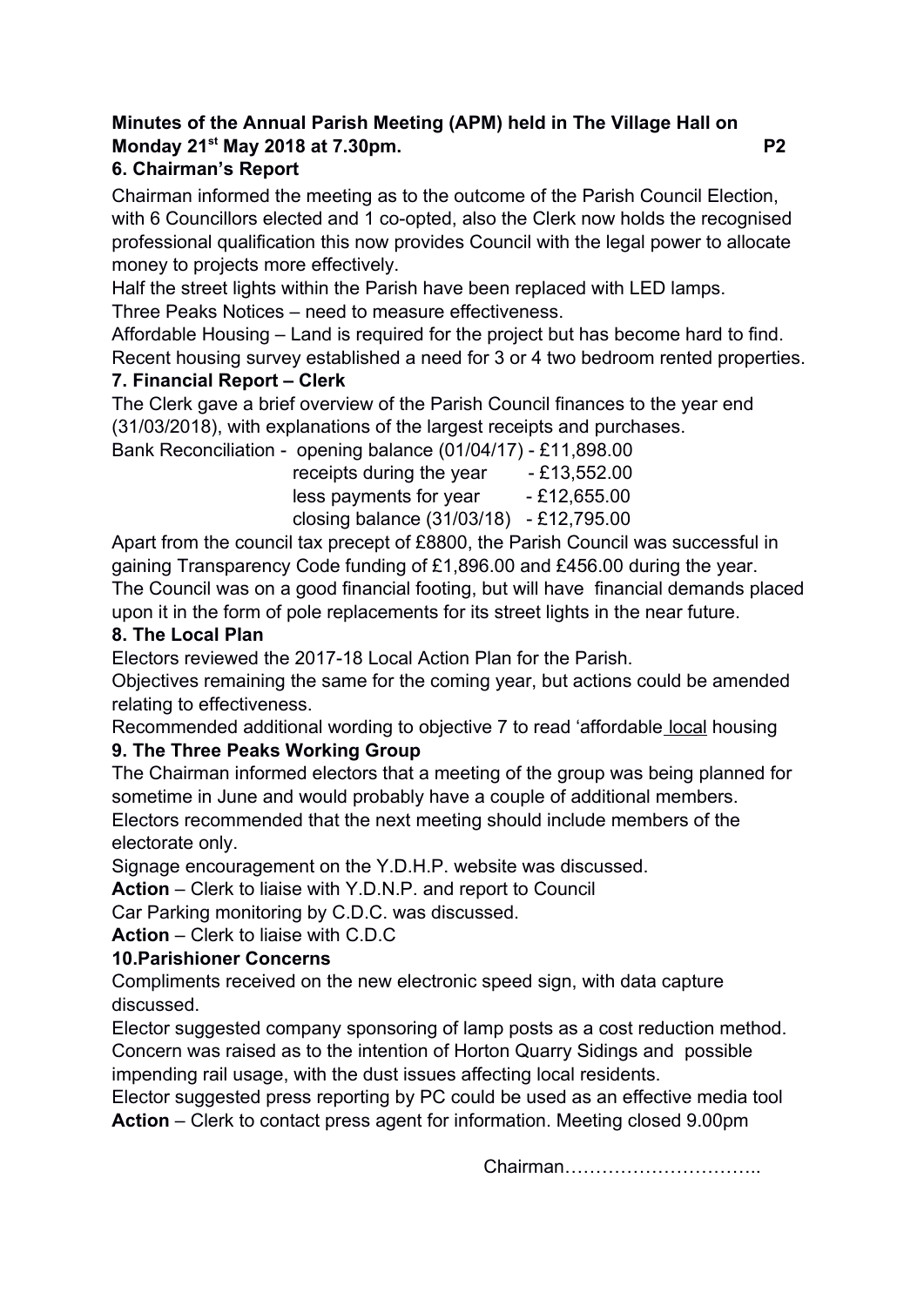**Minutes of the Annual Parish Meeting (APM) held in The Village Hall on Monday 21st May 2018 at 7.30pm.**

### 6. Chairman's Report

Chairman informed the meeting as to the outcome of the Parish Council Election, with 6 Councillors elected and 1 co-opted, also the Clerk now holds the recognised professional qualification this now provides Council with the legal power to allocate money to projects more effectively.

Half the street lights within the Parish have been replaced with LED lamps.

Three Peaks Notices – need to measure effectiveness.

Affordable Housing – Land is required for the project but has become hard to find. Recent housing survey established a need for 3 or 4 two bedroom rented properties.

### 7. Financial Report – Clerk

The Clerk gave a brief overview of the Parish Council finances to the year end (31/03/2018), with explanations of the largest receipts and purchases.

| | | |
|---|---|---|
| Bank Reconciliation - | opening balance (01/04/17) | - £11,898.00 |
| | receipts during the year | - £13,552.00 |
| | less payments for year | - £12,655.00 |
| | closing balance (31/03/18) | - £12,795.00 |

Apart from the council tax precept of £8800, the Parish Council was successful in gaining Transparency Code funding of £1,896.00 and £456.00 during the year.

The Council was on a good financial footing, but will have financial demands placed upon it in the form of pole replacements for its street lights in the near future.

### 8. The Local Plan

Electors reviewed the 2017-18 Local Action Plan for the Parish.

Objectives remaining the same for the coming year, but actions could be amended relating to effectiveness.

Recommended additional wording to objective 7 to read 'affordable local housing

### 9. The Three Peaks Working Group

The Chairman informed electors that a meeting of the group was being planned for sometime in June and would probably have a couple of additional members.

Electors recommended that the next meeting should include members of the electorate only.

Signage encouragement on the Y.D.H.P. website was discussed.

**Action** – Clerk to liaise with Y.D.N.P. and report to Council

Car Parking monitoring by C.D.C. was discussed.

**Action** – Clerk to liaise with C.D.C

### 10.Parishioner Concerns

Compliments received on the new electronic speed sign, with data capture discussed.

Elector suggested company sponsoring of lamp posts as a cost reduction method.

Concern was raised as to the intention of Horton Quarry Sidings and possible impending rail usage, with the dust issues affecting local residents.

Elector suggested press reporting by PC could be used as an effective media tool

**Action** – Clerk to contact press agent for information. Meeting closed 9.00pm

Chairman…………………………..